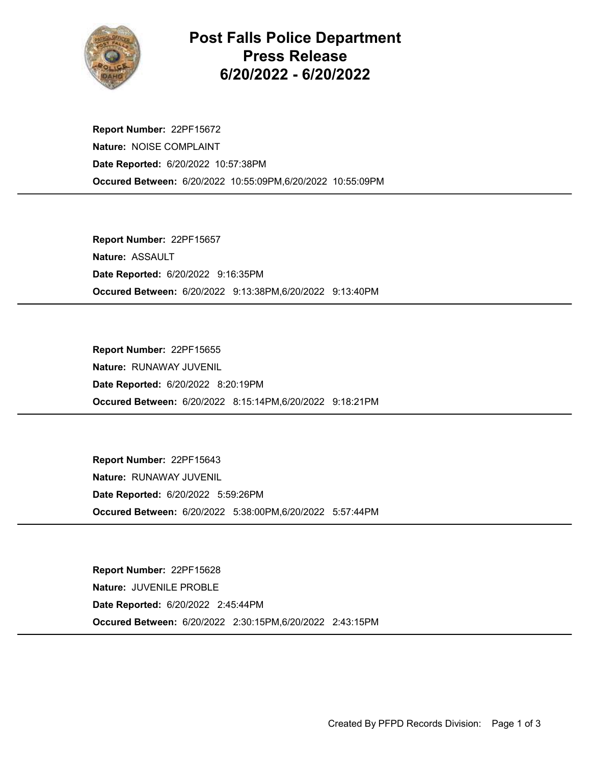# Post Falls Police Department
# Press Release
# 6/20/2022 - 6/20/2022

**Report Number:** 22PF15672
**Nature:** NOISE COMPLAINT
**Date Reported:** 6/20/2022 10:57:38PM
**Occured Between:** 6/20/2022 10:55:09PM,6/20/2022 10:55:09PM

---

**Report Number:** 22PF15657
**Nature:** ASSAULT
**Date Reported:** 6/20/2022 9:16:35PM
**Occured Between:** 6/20/2022 9:13:38PM,6/20/2022 9:13:40PM

---

**Report Number:** 22PF15655
**Nature:** RUNAWAY JUVENIL
**Date Reported:** 6/20/2022 8:20:19PM
**Occured Between:** 6/20/2022 8:15:14PM,6/20/2022 9:18:21PM

---

**Report Number:** 22PF15643
**Nature:** RUNAWAY JUVENIL
**Date Reported:** 6/20/2022 5:59:26PM
**Occured Between:** 6/20/2022 5:38:00PM,6/20/2022 5:57:44PM

---

**Report Number:** 22PF15628
**Nature:** JUVENILE PROBLE
**Date Reported:** 6/20/2022 2:45:44PM
**Occured Between:** 6/20/2022 2:30:15PM,6/20/2022 2:43:15PM

---

Created By PFPD Records Division: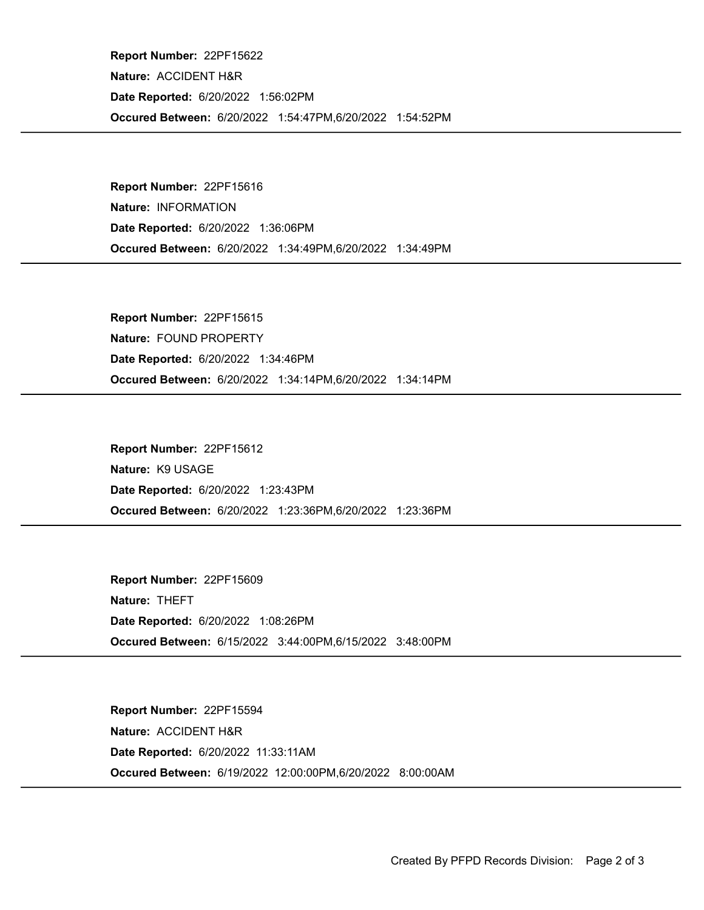**Report Number:** 22PF15622

**Nature:** ACCIDENT H&R

**Date Reported:** 6/20/2022 1:56:02PM

**Occured Between:** 6/20/2022 1:54:47PM,6/20/2022 1:54:52PM

---

**Report Number:** 22PF15616

**Nature:** INFORMATION

**Date Reported:** 6/20/2022 1:36:06PM

**Occured Between:** 6/20/2022 1:34:49PM,6/20/2022 1:34:49PM

---

**Report Number:** 22PF15615

**Nature:** FOUND PROPERTY

**Date Reported:** 6/20/2022 1:34:46PM

**Occured Between:** 6/20/2022 1:34:14PM,6/20/2022 1:34:14PM

---

**Report Number:** 22PF15612

**Nature:** K9 USAGE

**Date Reported:** 6/20/2022 1:23:43PM

**Occured Between:** 6/20/2022 1:23:36PM,6/20/2022 1:23:36PM

---

**Report Number:** 22PF15609

**Nature:** THEFT

**Date Reported:** 6/20/2022 1:08:26PM

**Occured Between:** 6/15/2022 3:44:00PM,6/15/2022 3:48:00PM

---

**Report Number:** 22PF15594

**Nature:** ACCIDENT H&R

**Date Reported:** 6/20/2022 11:33:11AM

**Occured Between:** 6/19/2022 12:00:00PM,6/20/2022 8:00:00AM

---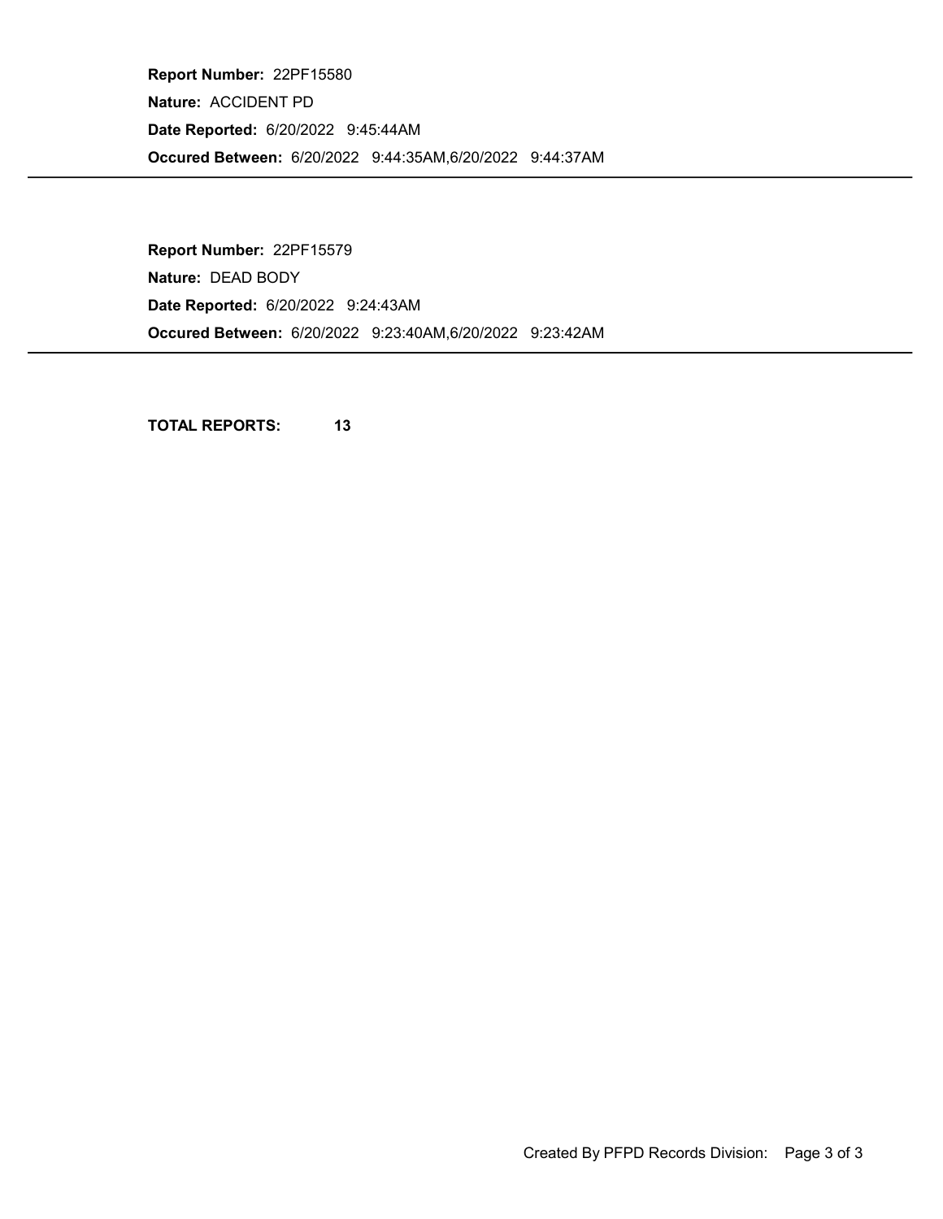**Report Number:** 22PF15580

**Nature:** ACCIDENT PD

**Date Reported:** 6/20/2022 9:45:44AM

**Occured Between:** 6/20/2022 9:44:35AM,6/20/2022 9:44:37AM

---

**Report Number:** 22PF15579

**Nature:** DEAD BODY

**Date Reported:** 6/20/2022 9:24:43AM

**Occured Between:** 6/20/2022 9:23:40AM,6/20/2022 9:23:42AM

---

**TOTAL REPORTS:** **13**

Created By PFPD Records Division: